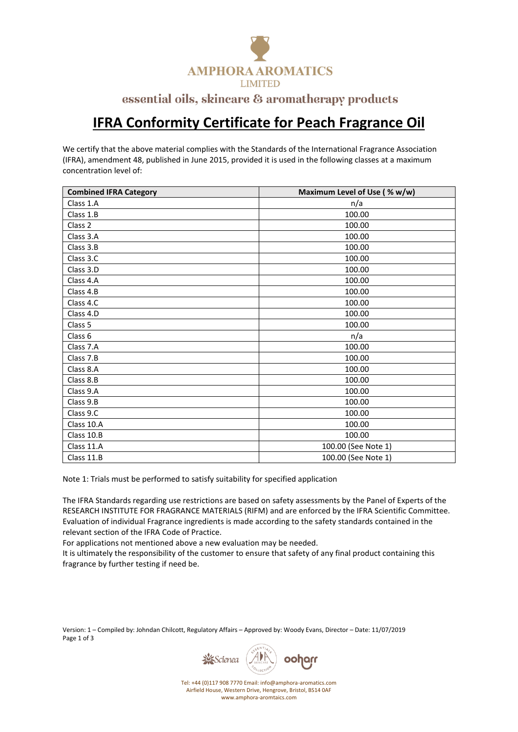AMPHORA AROMATICS
LIMITED

essential oils, skincare & aromatherapy products

# IFRA Conformity Certificate for Peach Fragrance Oil

We certify that the above material complies with the Standards of the International Fragrance Association (IFRA), amendment 48, published in June 2015, provided it is used in the following classes at a maximum concentration level of:

| Combined IFRA Category | Maximum Level of Use ( % w/w) |
|---|---|
| Class 1.A | n/a |
| Class 1.B | 100.00 |
| Class 2 | 100.00 |
| Class 3.A | 100.00 |
| Class 3.B | 100.00 |
| Class 3.C | 100.00 |
| Class 3.D | 100.00 |
| Class 4.A | 100.00 |
| Class 4.B | 100.00 |
| Class 4.C | 100.00 |
| Class 4.D | 100.00 |
| Class 5 | 100.00 |
| Class 6 | n/a |
| Class 7.A | 100.00 |
| Class 7.B | 100.00 |
| Class 8.A | 100.00 |
| Class 8.B | 100.00 |
| Class 9.A | 100.00 |
| Class 9.B | 100.00 |
| Class 9.C | 100.00 |
| Class 10.A | 100.00 |
| Class 10.B | 100.00 |
| Class 11.A | 100.00 (See Note 1) |
| Class 11.B | 100.00 (See Note 1) |

Note 1: Trials must be performed to satisfy suitability for specified application

The IFRA Standards regarding use restrictions are based on safety assessments by the Panel of Experts of the RESEARCH INSTITUTE FOR FRAGRANCE MATERIALS (RIFM) and are enforced by the IFRA Scientific Committee. Evaluation of individual Fragrance ingredients is made according to the safety standards contained in the relevant section of the IFRA Code of Practice.
For applications not mentioned above a new evaluation may be needed.
It is ultimately the responsibility of the customer to ensure that safety of any final product containing this fragrance by further testing if need be.

Version: 1 – Compiled by: Johndan Chilcott, Regulatory Affairs – Approved by: Woody Evans, Director – Date: 11/07/2019

Tel: +44 (0)117 908 7770 Email: info@amphora-aromatics.com
Airfield House, Western Drive, Hengrove, Bristol, BS14 0AF
www.amphora-aromtaics.com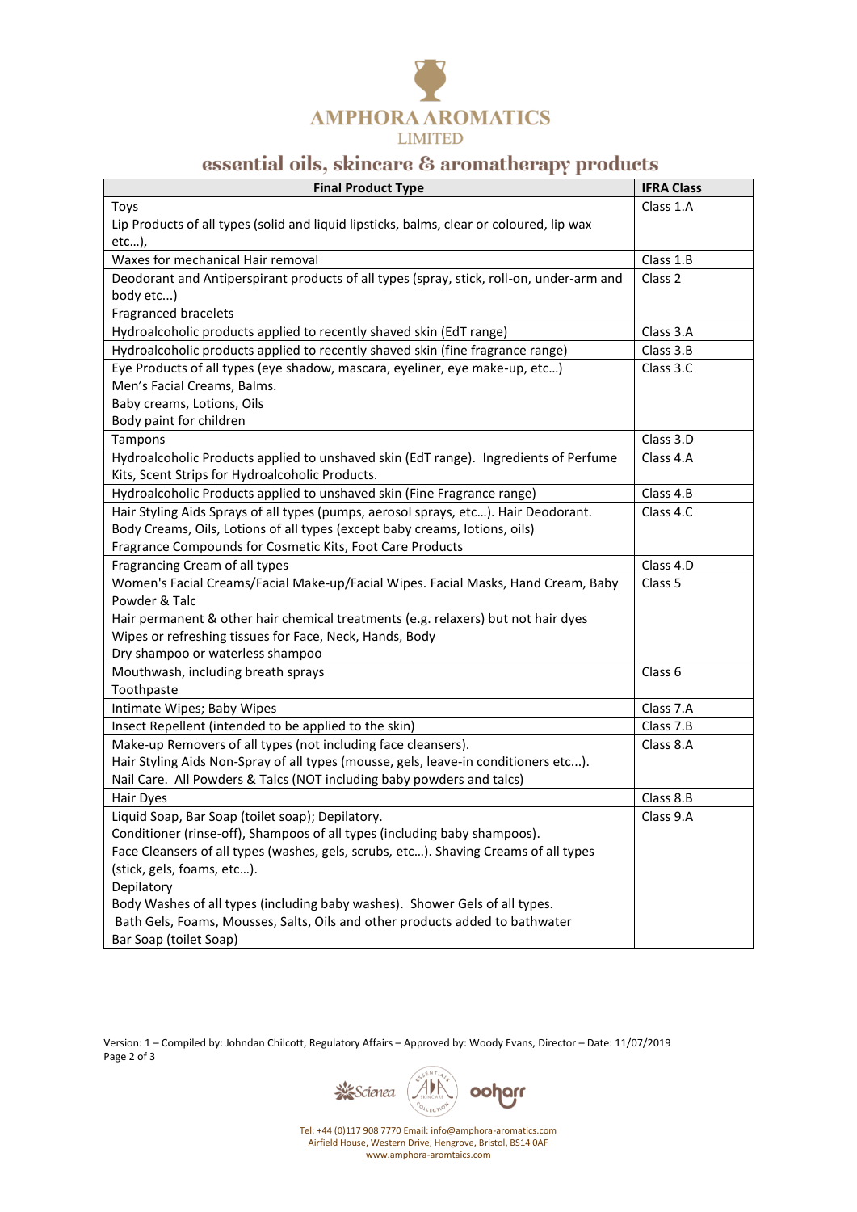| Final Product Type | IFRA Class |
|---|---|
| Toys<br>Lip Products of all types (solid and liquid lipsticks, balms, clear or coloured, lip wax etc…), | Class 1.A |
| Waxes for mechanical Hair removal | Class 1.B |
| Deodorant and Antiperspirant products of all types (spray, stick, roll-on, under-arm and body etc...)<br>Fragranced bracelets | Class 2 |
| Hydroalcoholic products applied to recently shaved skin (EdT range) | Class 3.A |
| Hydroalcoholic products applied to recently shaved skin (fine fragrance range) | Class 3.B |
| Eye Products of all types (eye shadow, mascara, eyeliner, eye make-up, etc…)<br>Men's Facial Creams, Balms.<br>Baby creams, Lotions, Oils<br>Body paint for children | Class 3.C |
| Tampons | Class 3.D |
| Hydroalcoholic Products applied to unshaved skin (EdT range). Ingredients of Perfume Kits, Scent Strips for Hydroalcoholic Products. | Class 4.A |
| Hydroalcoholic Products applied to unshaved skin (Fine Fragrance range) | Class 4.B |
| Hair Styling Aids Sprays of all types (pumps, aerosol sprays, etc…). Hair Deodorant.<br>Body Creams, Oils, Lotions of all types (except baby creams, lotions, oils)<br>Fragrance Compounds for Cosmetic Kits, Foot Care Products | Class 4.C |
| Fragrancing Cream of all types | Class 4.D |
| Women's Facial Creams/Facial Make-up/Facial Wipes. Facial Masks, Hand Cream, Baby Powder & Talc<br>Hair permanent & other hair chemical treatments (e.g. relaxers) but not hair dyes<br>Wipes or refreshing tissues for Face, Neck, Hands, Body<br>Dry shampoo or waterless shampoo | Class 5 |
| Mouthwash, including breath sprays<br>Toothpaste | Class 6 |
| Intimate Wipes; Baby Wipes | Class 7.A |
| Insect Repellent (intended to be applied to the skin) | Class 7.B |
| Make-up Removers of all types (not including face cleansers).<br>Hair Styling Aids Non-Spray of all types (mousse, gels, leave-in conditioners etc...).<br>Nail Care. All Powders & Talcs (NOT including baby powders and talcs) | Class 8.A |
| Hair Dyes | Class 8.B |
| Liquid Soap, Bar Soap (toilet soap); Depilatory.<br>Conditioner (rinse-off), Shampoos of all types (including baby shampoos).<br>Face Cleansers of all types (washes, gels, scrubs, etc…). Shaving Creams of all types (stick, gels, foams, etc…).<br>Depilatory<br>Body Washes of all types (including baby washes). Shower Gels of all types.<br>Bath Gels, Foams, Mousses, Salts, Oils and other products added to bathwater<br>Bar Soap (toilet Soap) | Class 9.A |

Version: 1 – Compiled by: Johndan Chilcott, Regulatory Affairs – Approved by: Woody Evans, Director – Date: 11/07/2019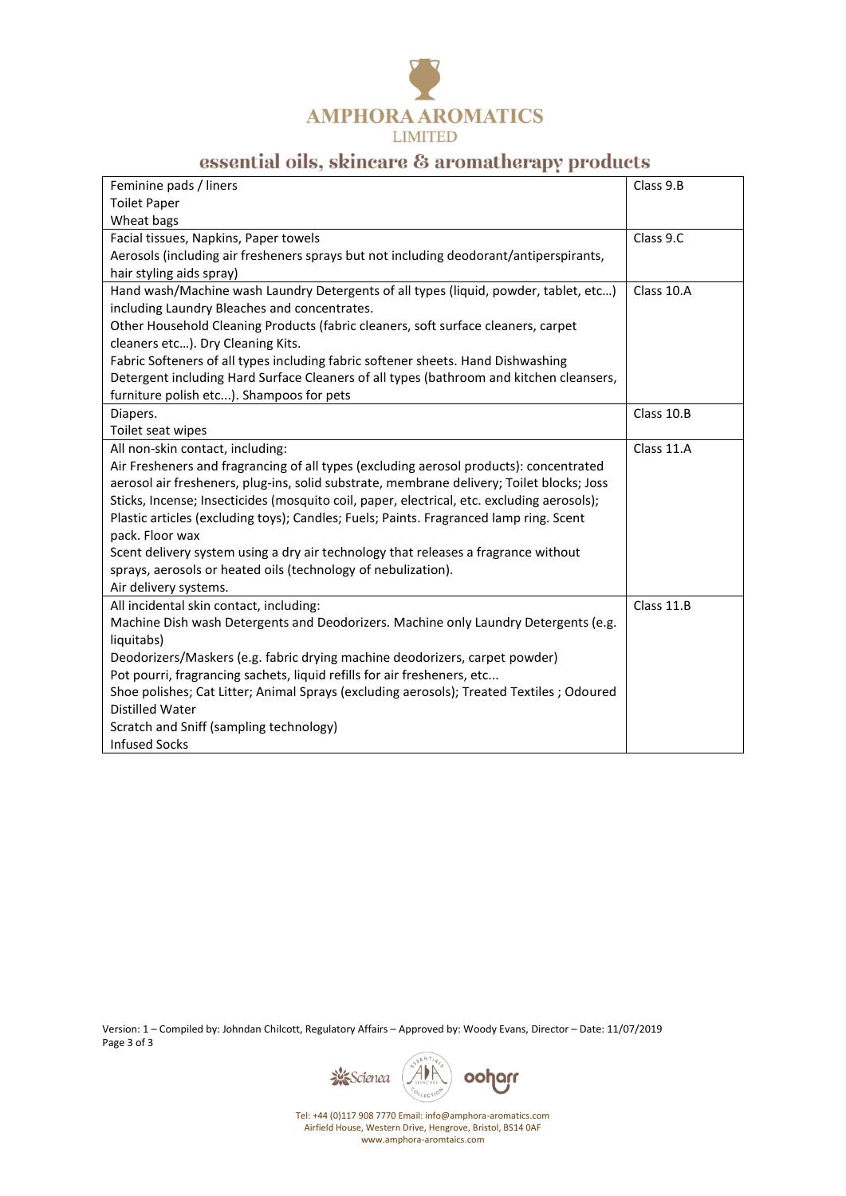| | |
|---|---|
| Feminine pads / liners<br>Toilet Paper<br>Wheat bags | Class 9.B |
| Facial tissues, Napkins, Paper towels<br>Aerosols (including air fresheners sprays but not including deodorant/antiperspirants, hair styling aids spray) | Class 9.C |
| Hand wash/Machine wash Laundry Detergents of all types (liquid, powder, tablet, etc…) including Laundry Bleaches and concentrates.<br>Other Household Cleaning Products (fabric cleaners, soft surface cleaners, carpet cleaners etc…). Dry Cleaning Kits.<br>Fabric Softeners of all types including fabric softener sheets. Hand Dishwashing Detergent including Hard Surface Cleaners of all types (bathroom and kitchen cleansers, furniture polish etc...). Shampoos for pets | Class 10.A |
| Diapers.<br>Toilet seat wipes | Class 10.B |
| All non-skin contact, including:<br>Air Fresheners and fragrancing of all types (excluding aerosol products): concentrated aerosol air fresheners, plug-ins, solid substrate, membrane delivery; Toilet blocks; Joss Sticks, Incense; Insecticides (mosquito coil, paper, electrical, etc. excluding aerosols); Plastic articles (excluding toys); Candles; Fuels; Paints. Fragranced lamp ring. Scent pack. Floor wax<br>Scent delivery system using a dry air technology that releases a fragrance without sprays, aerosols or heated oils (technology of nebulization).<br>Air delivery systems. | Class 11.A |
| All incidental skin contact, including:<br>Machine Dish wash Detergents and Deodorizers. Machine only Laundry Detergents (e.g. liquitabs)<br>Deodorizers/Maskers (e.g. fabric drying machine deodorizers, carpet powder)<br>Pot pourri, fragrancing sachets, liquid refills for air fresheners, etc...<br>Shoe polishes; Cat Litter; Animal Sprays (excluding aerosols); Treated Textiles ; Odoured Distilled Water<br>Scratch and Sniff (sampling technology)<br>Infused Socks | Class 11.B |

Version: 1 – Compiled by: Johndan Chilcott, Regulatory Affairs – Approved by: Woody Evans, Director – Date: 11/07/2019